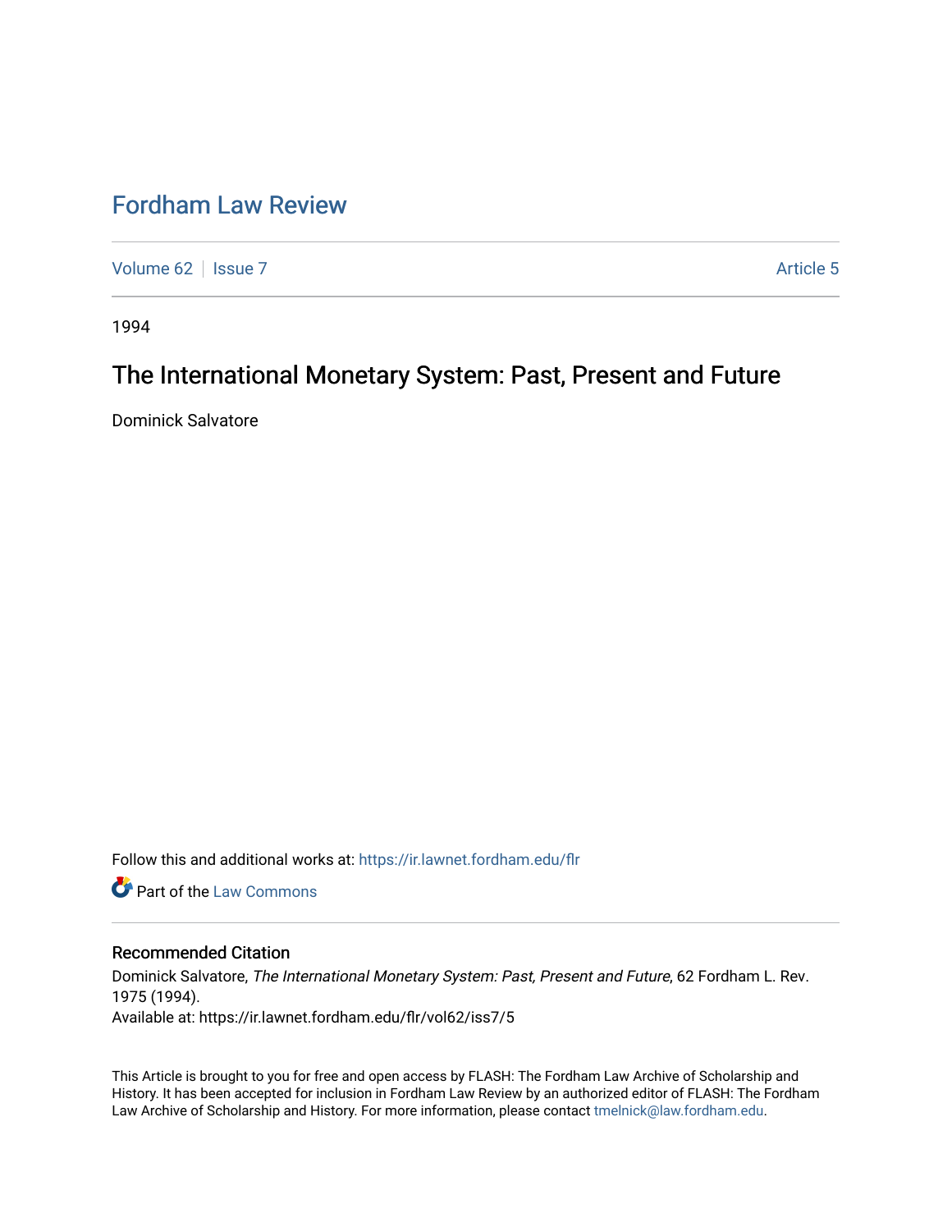# Fordham Law Review

Volume 62 | Issue 7 | Article 5

1994

## The International Monetary System: Past, Present and Future

Dominick Salvatore

Follow this and additional works at: https://ir.lawnet.fordham.edu/flr

Part of the Law Commons

### Recommended Citation

Dominick Salvatore, *The International Monetary System: Past, Present and Future*, 62 Fordham L. Rev. 1975 (1994).
Available at: https://ir.lawnet.fordham.edu/flr/vol62/iss7/5

This Article is brought to you for free and open access by FLASH: The Fordham Law Archive of Scholarship and History. It has been accepted for inclusion in Fordham Law Review by an authorized editor of FLASH: The Fordham Law Archive of Scholarship and History. For more information, please contact tmelnick@law.fordham.edu.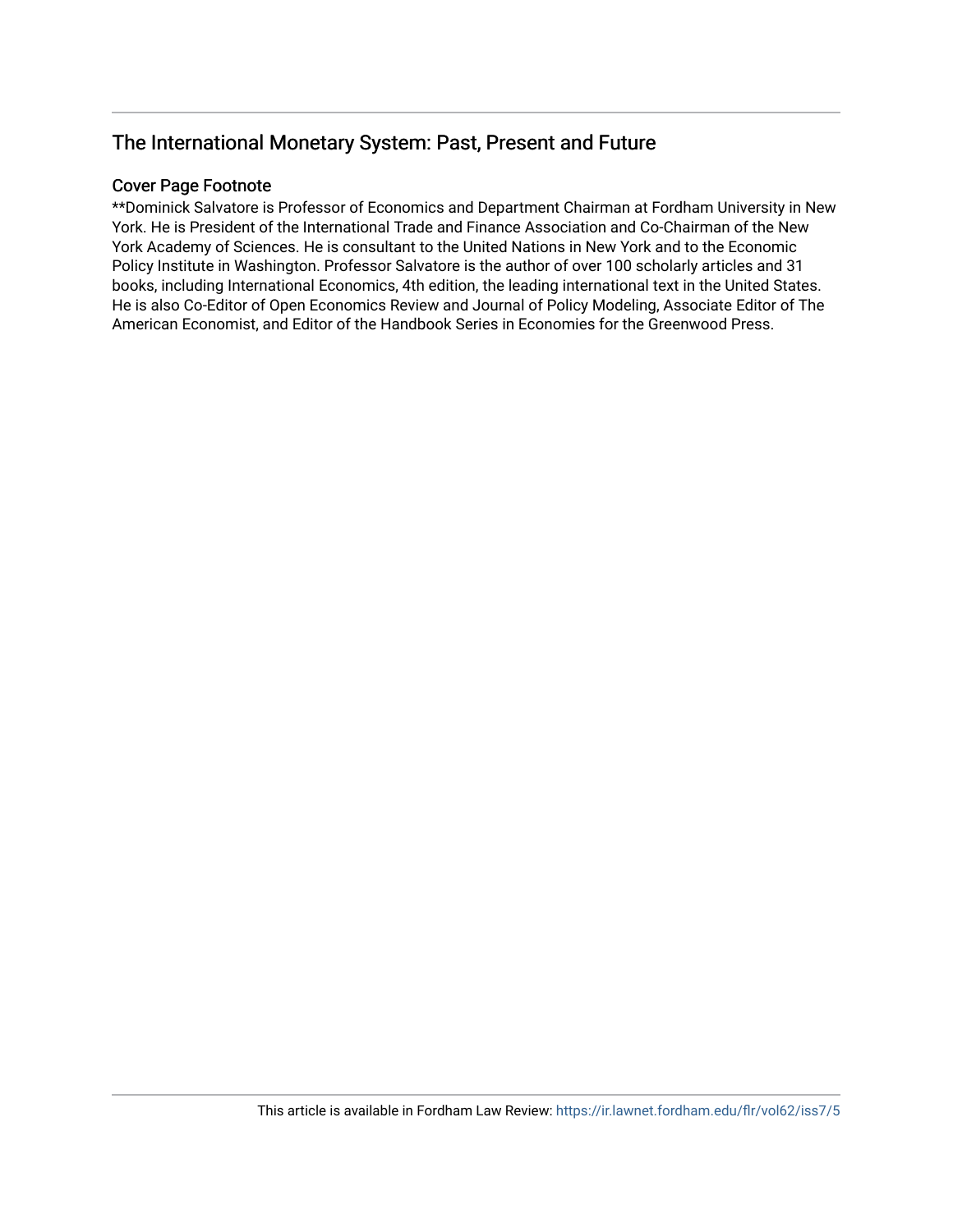## The International Monetary System: Past, Present and Future

### Cover Page Footnote

**Dominick Salvatore is Professor of Economics and Department Chairman at Fordham University in New York. He is President of the International Trade and Finance Association and Co-Chairman of the New York Academy of Sciences. He is consultant to the United Nations in New York and to the Economic Policy Institute in Washington. Professor Salvatore is the author of over 100 scholarly articles and 31 books, including International Economics, 4th edition, the leading international text in the United States. He is also Co-Editor of Open Economics Review and Journal of Policy Modeling, Associate Editor of The American Economist, and Editor of the Handbook Series in Economies for the Greenwood Press.

This article is available in Fordham Law Review: https://ir.lawnet.fordham.edu/flr/vol62/iss7/5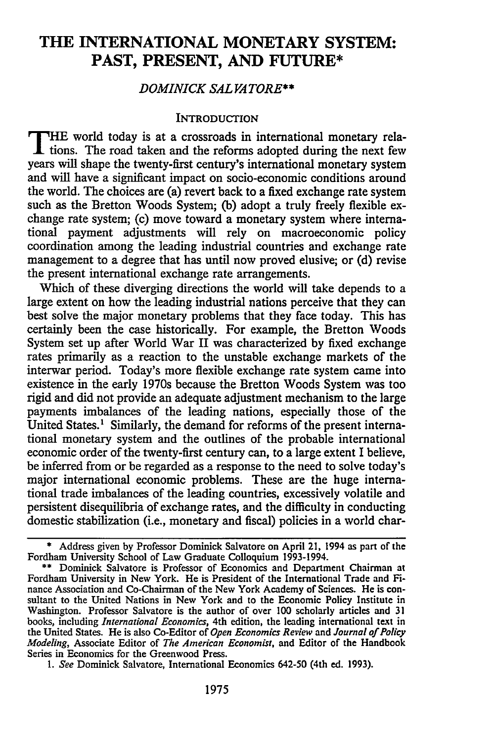# THE INTERNATIONAL MONETARY SYSTEM: PAST, PRESENT, AND FUTURE*

*DOMINICK SALVATORE***

## INTRODUCTION

THE world today is at a crossroads in international monetary relations. The road taken and the reforms adopted during the next few years will shape the twenty-first century's international monetary system and will have a significant impact on socio-economic conditions around the world. The choices are (a) revert back to a fixed exchange rate system such as the Bretton Woods System; (b) adopt a truly freely flexible exchange rate system; (c) move toward a monetary system where international payment adjustments will rely on macroeconomic policy coordination among the leading industrial countries and exchange rate management to a degree that has until now proved elusive; or (d) revise the present international exchange rate arrangements.

Which of these diverging directions the world will take depends to a large extent on how the leading industrial nations perceive that they can best solve the major monetary problems that they face today. This has certainly been the case historically. For example, the Bretton Woods System set up after World War II was characterized by fixed exchange rates primarily as a reaction to the unstable exchange markets of the interwar period. Today's more flexible exchange rate system came into existence in the early 1970s because the Bretton Woods System was too rigid and did not provide an adequate adjustment mechanism to the large payments imbalances of the leading nations, especially those of the United States.[1] Similarly, the demand for reforms of the present international monetary system and the outlines of the probable international economic order of the twenty-first century can, to a large extent I believe, be inferred from or be regarded as a response to the need to solve today's major international economic problems. These are the huge international trade imbalances of the leading countries, excessively volatile and persistent disequilibria of exchange rates, and the difficulty in conducting domestic stabilization (i.e., monetary and fiscal) policies in a world char-

---

\* Address given by Professor Dominick Salvatore on April 21, 1994 as part of the Fordham University School of Law Graduate Colloquium 1993-1994.

\*\* Dominick Salvatore is Professor of Economics and Department Chairman at Fordham University in New York. He is President of the International Trade and Finance Association and Co-Chairman of the New York Academy of Sciences. He is consultant to the United Nations in New York and to the Economic Policy Institute in Washington. Professor Salvatore is the author of over 100 scholarly articles and 31 books, including *International Economics*, 4th edition, the leading international text in the United States. He is also Co-Editor of *Open Economics Review* and *Journal of Policy Modeling*, Associate Editor of *The American Economist*, and Editor of the Handbook Series in Economics for the Greenwood Press.

1. *See* Dominick Salvatore, International Economics 642-50 (4th ed. 1993).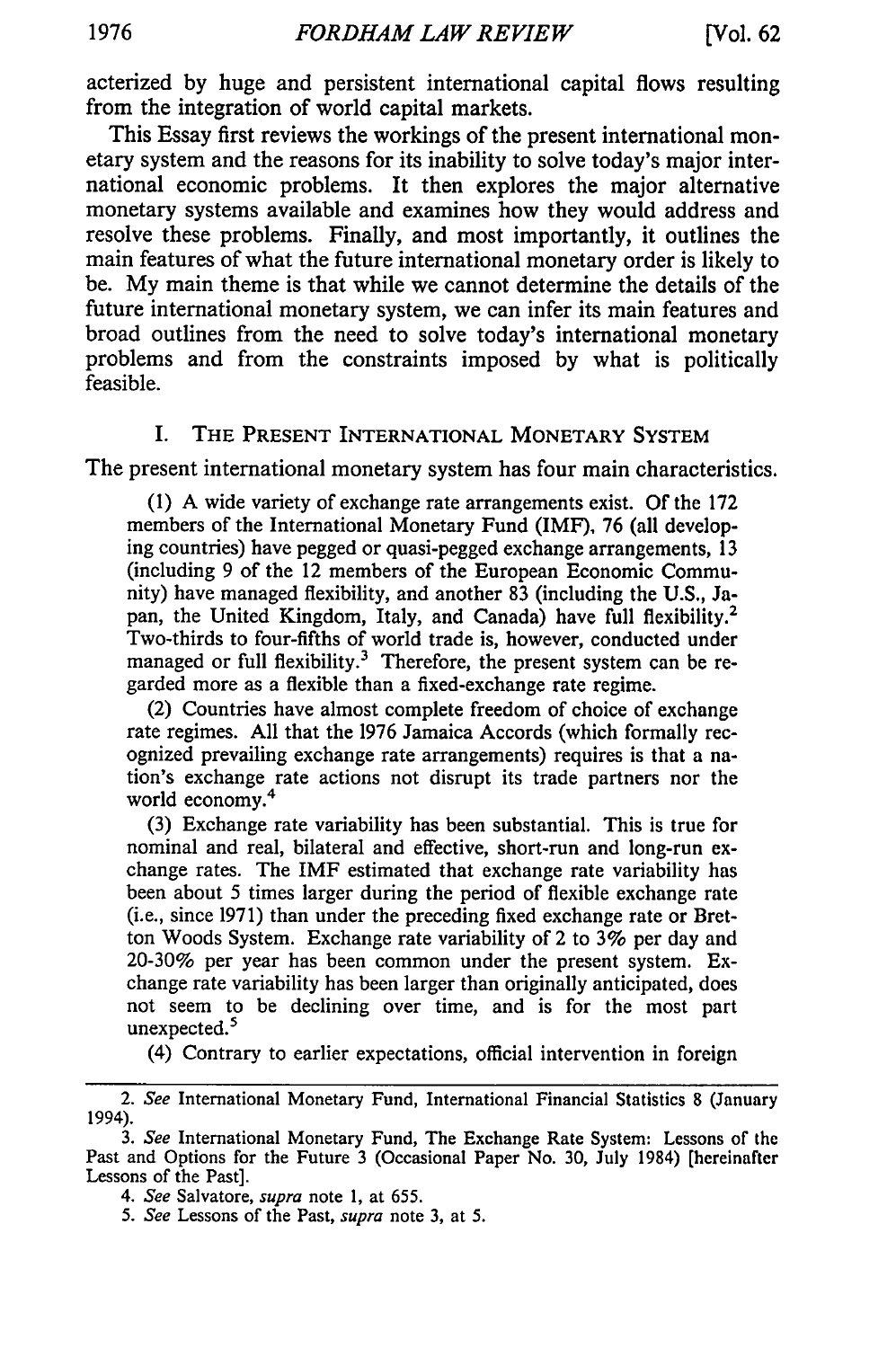acterized by huge and persistent international capital flows resulting from the integration of world capital markets.

This Essay first reviews the workings of the present international monetary system and the reasons for its inability to solve today's major international economic problems. It then explores the major alternative monetary systems available and examines how they would address and resolve these problems. Finally, and most importantly, it outlines the main features of what the future international monetary order is likely to be. My main theme is that while we cannot determine the details of the future international monetary system, we can infer its main features and broad outlines from the need to solve today's international monetary problems and from the constraints imposed by what is politically feasible.

## I. The Present International Monetary System

The present international monetary system has four main characteristics.

(1) A wide variety of exchange rate arrangements exist. Of the 172 members of the International Monetary Fund (IMF), 76 (all developing countries) have pegged or quasi-pegged exchange arrangements, 13 (including 9 of the 12 members of the European Economic Community) have managed flexibility, and another 83 (including the U.S., Japan, the United Kingdom, Italy, and Canada) have full flexibility.[2] Two-thirds to four-fifths of world trade is, however, conducted under managed or full flexibility.[3] Therefore, the present system can be regarded more as a flexible than a fixed-exchange rate regime.

(2) Countries have almost complete freedom of choice of exchange rate regimes. All that the 1976 Jamaica Accords (which formally recognized prevailing exchange rate arrangements) requires is that a nation's exchange rate actions not disrupt its trade partners nor the world economy.[4]

(3) Exchange rate variability has been substantial. This is true for nominal and real, bilateral and effective, short-run and long-run exchange rates. The IMF estimated that exchange rate variability has been about 5 times larger during the period of flexible exchange rate (i.e., since 1971) than under the preceding fixed exchange rate or Bretton Woods System. Exchange rate variability of 2 to 3% per day and 20-30% per year has been common under the present system. Exchange rate variability has been larger than originally anticipated, does not seem to be declining over time, and is for the most part unexpected.[5]

(4) Contrary to earlier expectations, official intervention in foreign

---

2. *See* International Monetary Fund, International Financial Statistics 8 (January 1994).

3. *See* International Monetary Fund, The Exchange Rate System: Lessons of the Past and Options for the Future 3 (Occasional Paper No. 30, July 1984) [hereinafter Lessons of the Past].

4. *See* Salvatore, *supra* note 1, at 655.

5. *See* Lessons of the Past, *supra* note 3, at 5.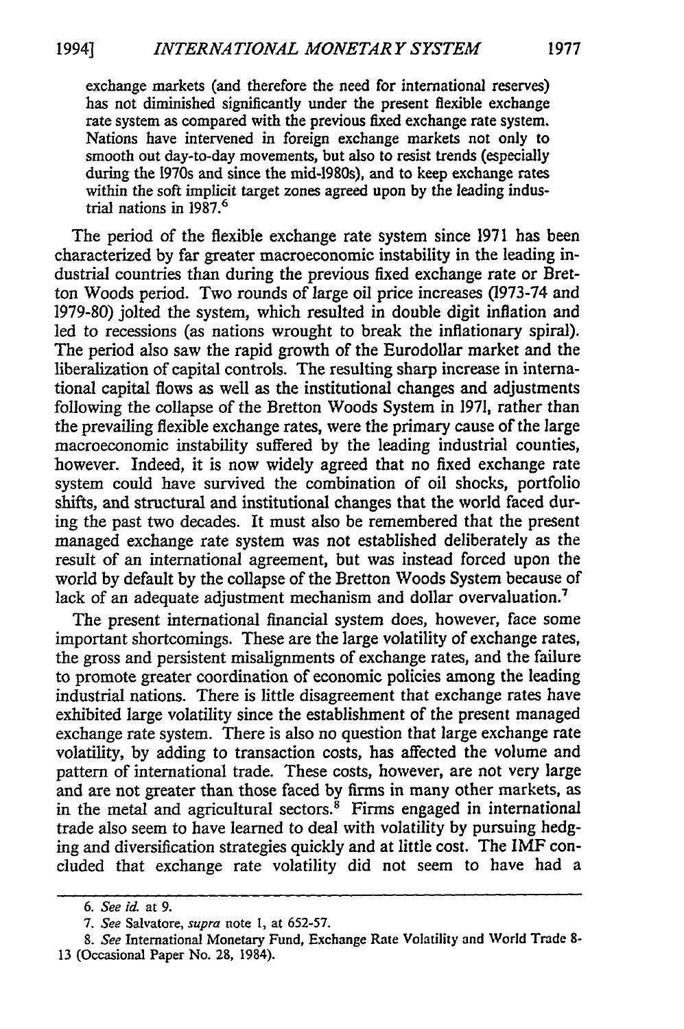exchange markets (and therefore the need for international reserves) has not diminished significantly under the present flexible exchange rate system as compared with the previous fixed exchange rate system. Nations have intervened in foreign exchange markets not only to smooth out day-to-day movements, but also to resist trends (especially during the 1970s and since the mid-1980s), and to keep exchange rates within the soft implicit target zones agreed upon by the leading industrial nations in 1987.[6]

The period of the flexible exchange rate system since 1971 has been characterized by far greater macroeconomic instability in the leading industrial countries than during the previous fixed exchange rate or Bretton Woods period. Two rounds of large oil price increases (1973-74 and 1979-80) jolted the system, which resulted in double digit inflation and led to recessions (as nations wrought to break the inflationary spiral). The period also saw the rapid growth of the Eurodollar market and the liberalization of capital controls. The resulting sharp increase in international capital flows as well as the institutional changes and adjustments following the collapse of the Bretton Woods System in 1971, rather than the prevailing flexible exchange rates, were the primary cause of the large macroeconomic instability suffered by the leading industrial counties, however. Indeed, it is now widely agreed that no fixed exchange rate system could have survived the combination of oil shocks, portfolio shifts, and structural and institutional changes that the world faced during the past two decades. It must also be remembered that the present managed exchange rate system was not established deliberately as the result of an international agreement, but was instead forced upon the world by default by the collapse of the Bretton Woods System because of lack of an adequate adjustment mechanism and dollar overvaluation.[7]

The present international financial system does, however, face some important shortcomings. These are the large volatility of exchange rates, the gross and persistent misalignments of exchange rates, and the failure to promote greater coordination of economic policies among the leading industrial nations. There is little disagreement that exchange rates have exhibited large volatility since the establishment of the present managed exchange rate system. There is also no question that large exchange rate volatility, by adding to transaction costs, has affected the volume and pattern of international trade. These costs, however, are not very large and are not greater than those faced by firms in many other markets, as in the metal and agricultural sectors.[8] Firms engaged in international trade also seem to have learned to deal with volatility by pursuing hedging and diversification strategies quickly and at little cost. The IMF concluded that exchange rate volatility did not seem to have had a

---

6. *See id.* at 9.

7. *See* Salvatore, *supra* note 1, at 652-57.

8. *See* International Monetary Fund, Exchange Rate Volatility and World Trade 8-13 (Occasional Paper No. 28, 1984).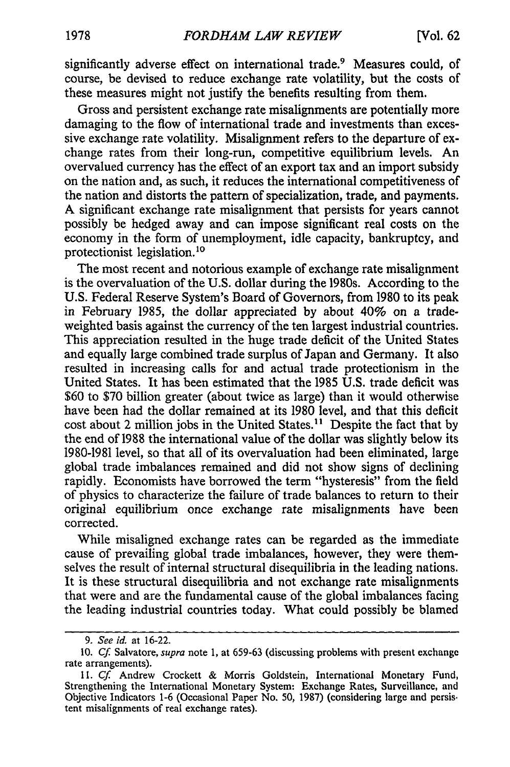significantly adverse effect on international trade.[9] Measures could, of course, be devised to reduce exchange rate volatility, but the costs of these measures might not justify the benefits resulting from them.

Gross and persistent exchange rate misalignments are potentially more damaging to the flow of international trade and investments than excessive exchange rate volatility. Misalignment refers to the departure of exchange rates from their long-run, competitive equilibrium levels. An overvalued currency has the effect of an export tax and an import subsidy on the nation and, as such, it reduces the international competitiveness of the nation and distorts the pattern of specialization, trade, and payments. A significant exchange rate misalignment that persists for years cannot possibly be hedged away and can impose significant real costs on the economy in the form of unemployment, idle capacity, bankruptcy, and protectionist legislation.[10]

The most recent and notorious example of exchange rate misalignment is the overvaluation of the U.S. dollar during the 1980s. According to the U.S. Federal Reserve System's Board of Governors, from 1980 to its peak in February 1985, the dollar appreciated by about 40% on a trade-weighted basis against the currency of the ten largest industrial countries. This appreciation resulted in the huge trade deficit of the United States and equally large combined trade surplus of Japan and Germany. It also resulted in increasing calls for and actual trade protectionism in the United States. It has been estimated that the 1985 U.S. trade deficit was \$60 to \$70 billion greater (about twice as large) than it would otherwise have been had the dollar remained at its 1980 level, and that this deficit cost about 2 million jobs in the United States.[11] Despite the fact that by the end of 1988 the international value of the dollar was slightly below its 1980-1981 level, so that all of its overvaluation had been eliminated, large global trade imbalances remained and did not show signs of declining rapidly. Economists have borrowed the term "hysteresis" from the field of physics to characterize the failure of trade balances to return to their original equilibrium once exchange rate misalignments have been corrected.

While misaligned exchange rates can be regarded as the immediate cause of prevailing global trade imbalances, however, they were themselves the result of internal structural disequilibria in the leading nations. It is these structural disequilibria and not exchange rate misalignments that were and are the fundamental cause of the global imbalances facing the leading industrial countries today. What could possibly be blamed

---

9. *See id.* at 16-22.

10. *Cf.* Salvatore, *supra* note 1, at 659-63 (discussing problems with present exchange rate arrangements).

11. *Cf.* Andrew Crockett & Morris Goldstein, International Monetary Fund, Strengthening the International Monetary System: Exchange Rates, Surveillance, and Objective Indicators 1-6 (Occasional Paper No. 50, 1987) (considering large and persistent misalignments of real exchange rates).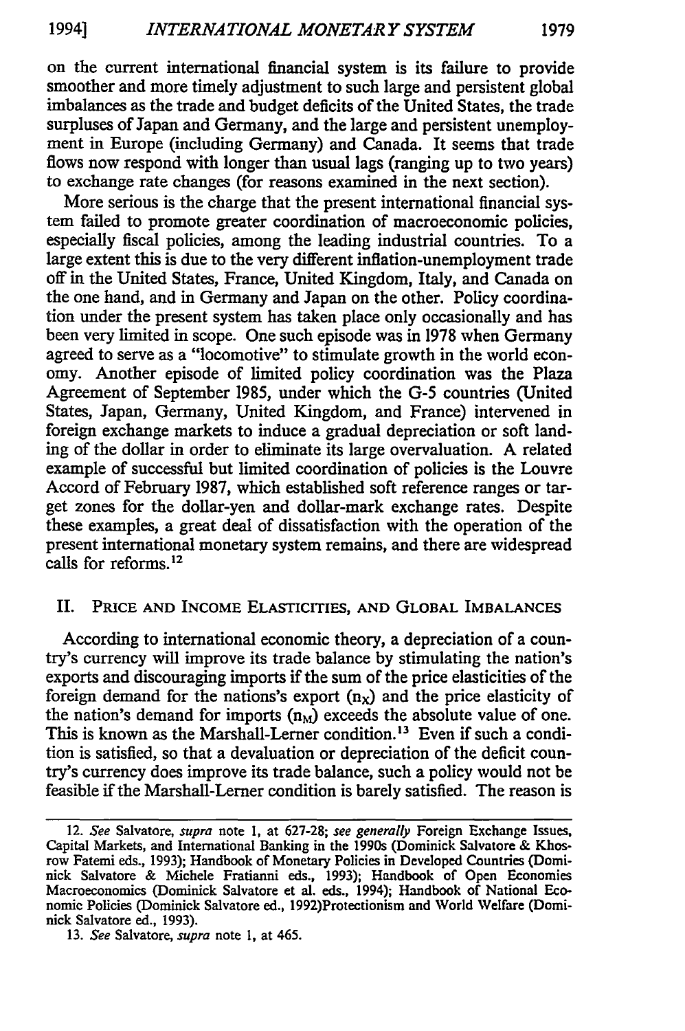on the current international financial system is its failure to provide smoother and more timely adjustment to such large and persistent global imbalances as the trade and budget deficits of the United States, the trade surpluses of Japan and Germany, and the large and persistent unemployment in Europe (including Germany) and Canada. It seems that trade flows now respond with longer than usual lags (ranging up to two years) to exchange rate changes (for reasons examined in the next section).

More serious is the charge that the present international financial system failed to promote greater coordination of macroeconomic policies, especially fiscal policies, among the leading industrial countries. To a large extent this is due to the very different inflation-unemployment trade off in the United States, France, United Kingdom, Italy, and Canada on the one hand, and in Germany and Japan on the other. Policy coordination under the present system has taken place only occasionally and has been very limited in scope. One such episode was in 1978 when Germany agreed to serve as a "locomotive" to stimulate growth in the world economy. Another episode of limited policy coordination was the Plaza Agreement of September 1985, under which the G-5 countries (United States, Japan, Germany, United Kingdom, and France) intervened in foreign exchange markets to induce a gradual depreciation or soft landing of the dollar in order to eliminate its large overvaluation. A related example of successful but limited coordination of policies is the Louvre Accord of February 1987, which established soft reference ranges or target zones for the dollar-yen and dollar-mark exchange rates. Despite these examples, a great deal of dissatisfaction with the operation of the present international monetary system remains, and there are widespread calls for reforms.[12]

## II. Price and Income Elasticities, and Global Imbalances

According to international economic theory, a depreciation of a country's currency will improve its trade balance by stimulating the nation's exports and discouraging imports if the sum of the price elasticities of the foreign demand for the nations's export ($n_X$) and the price elasticity of the nation's demand for imports ($n_M$) exceeds the absolute value of one. This is known as the Marshall-Lerner condition.[13] Even if such a condition is satisfied, so that a devaluation or depreciation of the deficit country's currency does improve its trade balance, such a policy would not be feasible if the Marshall-Lerner condition is barely satisfied. The reason is

---

12. *See* Salvatore, *supra* note 1, at 627-28; *see generally* Foreign Exchange Issues, Capital Markets, and International Banking in the 1990s (Dominick Salvatore & Khosrow Fatemi eds., 1993); Handbook of Monetary Policies in Developed Countries (Dominick Salvatore & Michele Fratianni eds., 1993); Handbook of Open Economies Macroeconomics (Dominick Salvatore et al. eds., 1994); Handbook of National Economic Policies (Dominick Salvatore ed., 1992)Protectionism and World Welfare (Dominick Salvatore ed., 1993).

13. *See* Salvatore, *supra* note 1, at 465.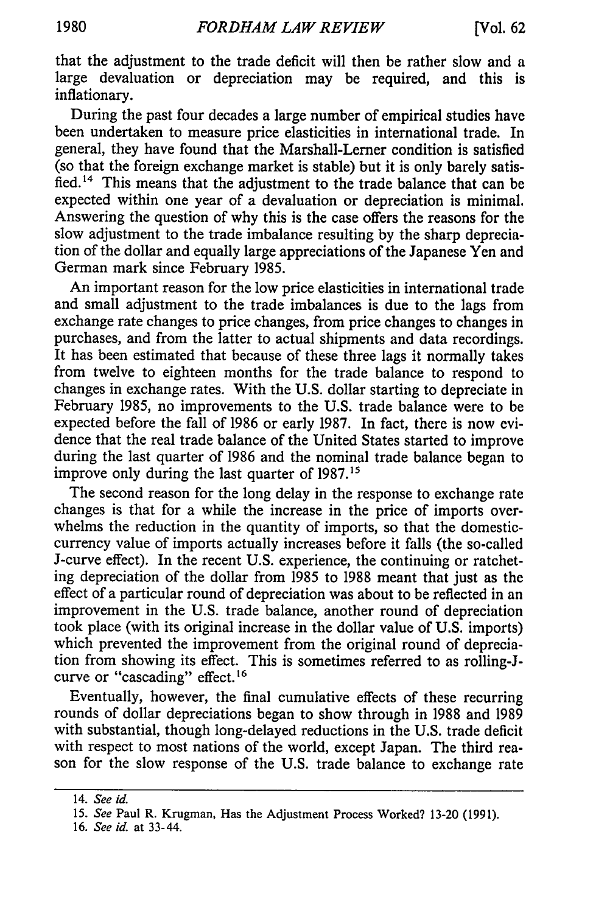that the adjustment to the trade deficit will then be rather slow and a large devaluation or depreciation may be required, and this is inflationary.

During the past four decades a large number of empirical studies have been undertaken to measure price elasticities in international trade. In general, they have found that the Marshall-Lerner condition is satisfied (so that the foreign exchange market is stable) but it is only barely satisfied.[14] This means that the adjustment to the trade balance that can be expected within one year of a devaluation or depreciation is minimal. Answering the question of why this is the case offers the reasons for the slow adjustment to the trade imbalance resulting by the sharp depreciation of the dollar and equally large appreciations of the Japanese Yen and German mark since February 1985.

An important reason for the low price elasticities in international trade and small adjustment to the trade imbalances is due to the lags from exchange rate changes to price changes, from price changes to changes in purchases, and from the latter to actual shipments and data recordings. It has been estimated that because of these three lags it normally takes from twelve to eighteen months for the trade balance to respond to changes in exchange rates. With the U.S. dollar starting to depreciate in February 1985, no improvements to the U.S. trade balance were to be expected before the fall of 1986 or early 1987. In fact, there is now evidence that the real trade balance of the United States started to improve during the last quarter of 1986 and the nominal trade balance began to improve only during the last quarter of 1987.[15]

The second reason for the long delay in the response to exchange rate changes is that for a while the increase in the price of imports overwhelms the reduction in the quantity of imports, so that the domestic-currency value of imports actually increases before it falls (the so-called J-curve effect). In the recent U.S. experience, the continuing or ratcheting depreciation of the dollar from 1985 to 1988 meant that just as the effect of a particular round of depreciation was about to be reflected in an improvement in the U.S. trade balance, another round of depreciation took place (with its original increase in the dollar value of U.S. imports) which prevented the improvement from the original round of depreciation from showing its effect. This is sometimes referred to as rolling-J-curve or "cascading" effect.[16]

Eventually, however, the final cumulative effects of these recurring rounds of dollar depreciations began to show through in 1988 and 1989 with substantial, though long-delayed reductions in the U.S. trade deficit with respect to most nations of the world, except Japan. The third reason for the slow response of the U.S. trade balance to exchange rate

---

14. *See id.*

15. *See* Paul R. Krugman, Has the Adjustment Process Worked? 13-20 (1991).

16. *See id.* at 33-44.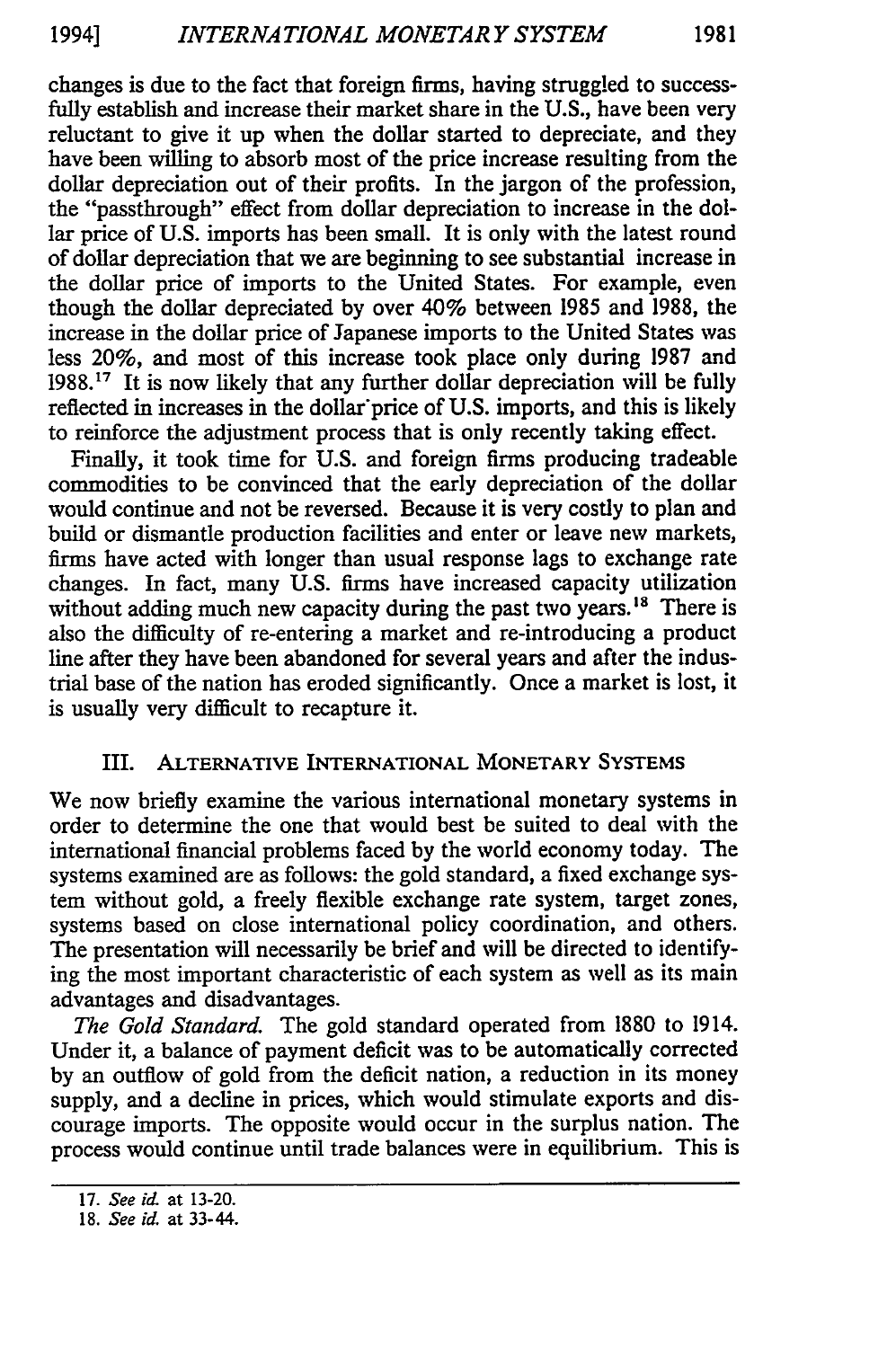changes is due to the fact that foreign firms, having struggled to successfully establish and increase their market share in the U.S., have been very reluctant to give it up when the dollar started to depreciate, and they have been willing to absorb most of the price increase resulting from the dollar depreciation out of their profits. In the jargon of the profession, the "passthrough" effect from dollar depreciation to increase in the dollar price of U.S. imports has been small. It is only with the latest round of dollar depreciation that we are beginning to see substantial increase in the dollar price of imports to the United States. For example, even though the dollar depreciated by over 40% between 1985 and 1988, the increase in the dollar price of Japanese imports to the United States was less 20%, and most of this increase took place only during 1987 and 1988.[17] It is now likely that any further dollar depreciation will be fully reflected in increases in the dollar price of U.S. imports, and this is likely to reinforce the adjustment process that is only recently taking effect.

Finally, it took time for U.S. and foreign firms producing tradeable commodities to be convinced that the early depreciation of the dollar would continue and not be reversed. Because it is very costly to plan and build or dismantle production facilities and enter or leave new markets, firms have acted with longer than usual response lags to exchange rate changes. In fact, many U.S. firms have increased capacity utilization without adding much new capacity during the past two years.[18] There is also the difficulty of re-entering a market and re-introducing a product line after they have been abandoned for several years and after the industrial base of the nation has eroded significantly. Once a market is lost, it is usually very difficult to recapture it.

## III. Alternative International Monetary Systems

We now briefly examine the various international monetary systems in order to determine the one that would best be suited to deal with the international financial problems faced by the world economy today. The systems examined are as follows: the gold standard, a fixed exchange system without gold, a freely flexible exchange rate system, target zones, systems based on close international policy coordination, and others. The presentation will necessarily be brief and will be directed to identifying the most important characteristic of each system as well as its main advantages and disadvantages.

*The Gold Standard.* The gold standard operated from 1880 to 1914. Under it, a balance of payment deficit was to be automatically corrected by an outflow of gold from the deficit nation, a reduction in its money supply, and a decline in prices, which would stimulate exports and discourage imports. The opposite would occur in the surplus nation. The process would continue until trade balances were in equilibrium. This is

---

17. *See id.* at 13-20.

18. *See id.* at 33-44.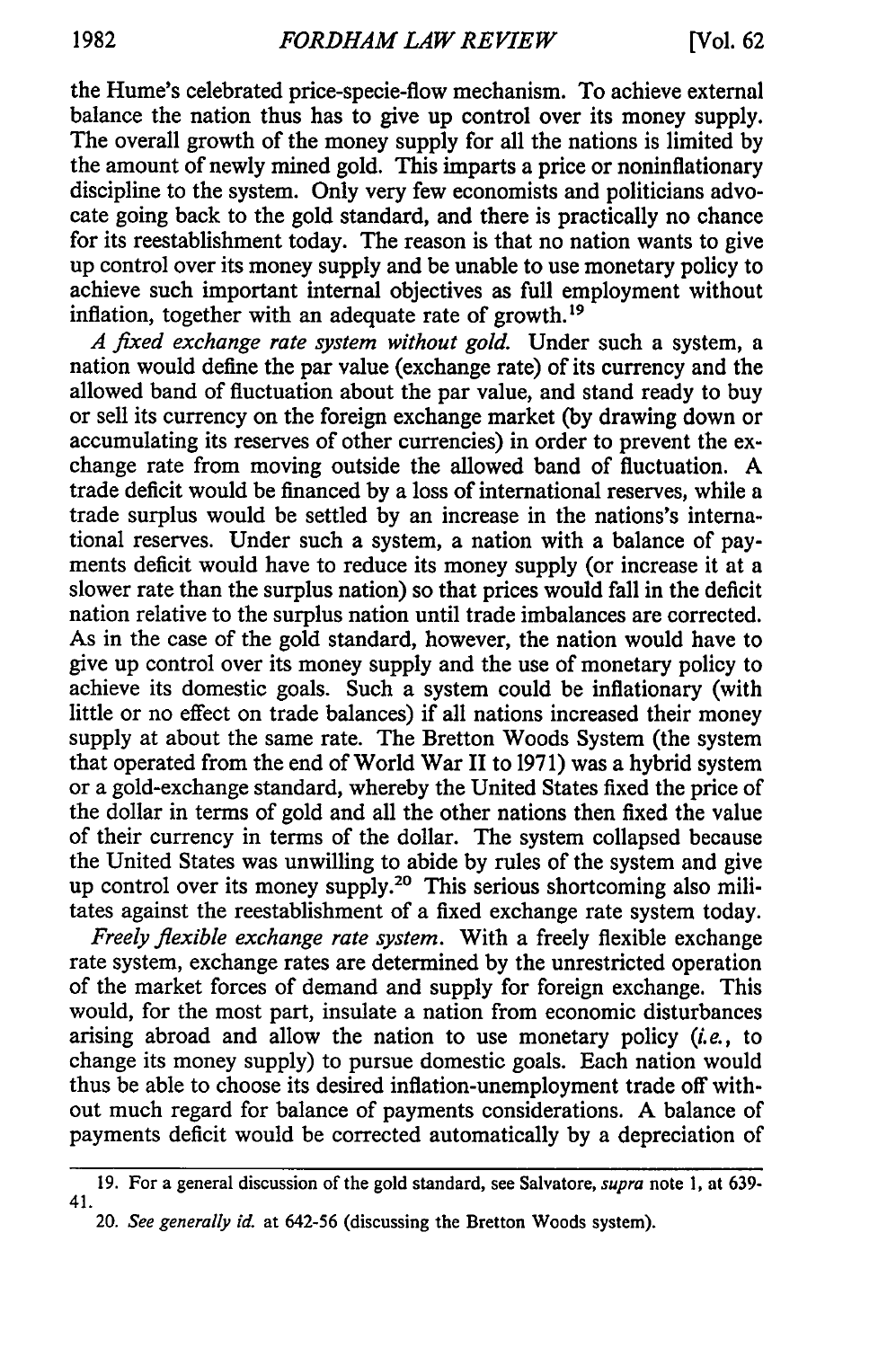the Hume's celebrated price-specie-flow mechanism. To achieve external balance the nation thus has to give up control over its money supply. The overall growth of the money supply for all the nations is limited by the amount of newly mined gold. This imparts a price or noninflationary discipline to the system. Only very few economists and politicians advocate going back to the gold standard, and there is practically no chance for its reestablishment today. The reason is that no nation wants to give up control over its money supply and be unable to use monetary policy to achieve such important internal objectives as full employment without inflation, together with an adequate rate of growth.[19]

*A fixed exchange rate system without gold.* Under such a system, a nation would define the par value (exchange rate) of its currency and the allowed band of fluctuation about the par value, and stand ready to buy or sell its currency on the foreign exchange market (by drawing down or accumulating its reserves of other currencies) in order to prevent the exchange rate from moving outside the allowed band of fluctuation. A trade deficit would be financed by a loss of international reserves, while a trade surplus would be settled by an increase in the nations's international reserves. Under such a system, a nation with a balance of payments deficit would have to reduce its money supply (or increase it at a slower rate than the surplus nation) so that prices would fall in the deficit nation relative to the surplus nation until trade imbalances are corrected. As in the case of the gold standard, however, the nation would have to give up control over its money supply and the use of monetary policy to achieve its domestic goals. Such a system could be inflationary (with little or no effect on trade balances) if all nations increased their money supply at about the same rate. The Bretton Woods System (the system that operated from the end of World War II to 1971) was a hybrid system or a gold-exchange standard, whereby the United States fixed the price of the dollar in terms of gold and all the other nations then fixed the value of their currency in terms of the dollar. The system collapsed because the United States was unwilling to abide by rules of the system and give up control over its money supply.[20] This serious shortcoming also militates against the reestablishment of a fixed exchange rate system today.

*Freely flexible exchange rate system.* With a freely flexible exchange rate system, exchange rates are determined by the unrestricted operation of the market forces of demand and supply for foreign exchange. This would, for the most part, insulate a nation from economic disturbances arising abroad and allow the nation to use monetary policy (*i.e.*, to change its money supply) to pursue domestic goals. Each nation would thus be able to choose its desired inflation-unemployment trade off without much regard for balance of payments considerations. A balance of payments deficit would be corrected automatically by a depreciation of

---

19. For a general discussion of the gold standard, see Salvatore, *supra* note 1, at 639-41.

20. *See generally id.* at 642-56 (discussing the Bretton Woods system).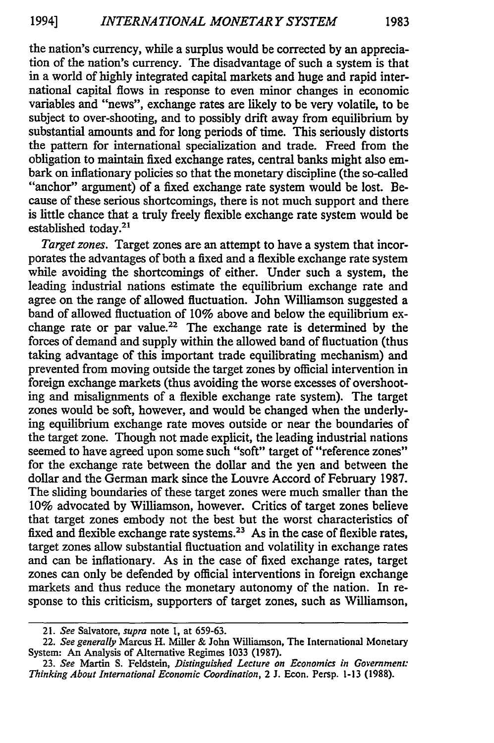the nation's currency, while a surplus would be corrected by an appreciation of the nation's currency. The disadvantage of such a system is that in a world of highly integrated capital markets and huge and rapid international capital flows in response to even minor changes in economic variables and "news", exchange rates are likely to be very volatile, to be subject to over-shooting, and to possibly drift away from equilibrium by substantial amounts and for long periods of time. This seriously distorts the pattern for international specialization and trade. Freed from the obligation to maintain fixed exchange rates, central banks might also embark on inflationary policies so that the monetary discipline (the so-called "anchor" argument) of a fixed exchange rate system would be lost. Because of these serious shortcomings, there is not much support and there is little chance that a truly freely flexible exchange rate system would be established today.[21]

*Target zones.* Target zones are an attempt to have a system that incorporates the advantages of both a fixed and a flexible exchange rate system while avoiding the shortcomings of either. Under such a system, the leading industrial nations estimate the equilibrium exchange rate and agree on the range of allowed fluctuation. John Williamson suggested a band of allowed fluctuation of 10% above and below the equilibrium exchange rate or par value.[22] The exchange rate is determined by the forces of demand and supply within the allowed band of fluctuation (thus taking advantage of this important trade equilibrating mechanism) and prevented from moving outside the target zones by official intervention in foreign exchange markets (thus avoiding the worse excesses of overshooting and misalignments of a flexible exchange rate system). The target zones would be soft, however, and would be changed when the underlying equilibrium exchange rate moves outside or near the boundaries of the target zone. Though not made explicit, the leading industrial nations seemed to have agreed upon some such "soft" target of "reference zones" for the exchange rate between the dollar and the yen and between the dollar and the German mark since the Louvre Accord of February 1987. The sliding boundaries of these target zones were much smaller than the 10% advocated by Williamson, however. Critics of target zones believe that target zones embody not the best but the worst characteristics of fixed and flexible exchange rate systems.[23] As in the case of flexible rates, target zones allow substantial fluctuation and volatility in exchange rates and can be inflationary. As in the case of fixed exchange rates, target zones can only be defended by official interventions in foreign exchange markets and thus reduce the monetary autonomy of the nation. In response to this criticism, supporters of target zones, such as Williamson,

---

21. *See* Salvatore, *supra* note 1, at 659-63.

22. *See generally* Marcus H. Miller & John Williamson, The International Monetary System: An Analysis of Alternative Regimes 1033 (1987).

23. *See* Martin S. Feldstein, *Distinguished Lecture on Economics in Government: Thinking About International Economic Coordination*, 2 J. Econ. Persp. 1-13 (1988).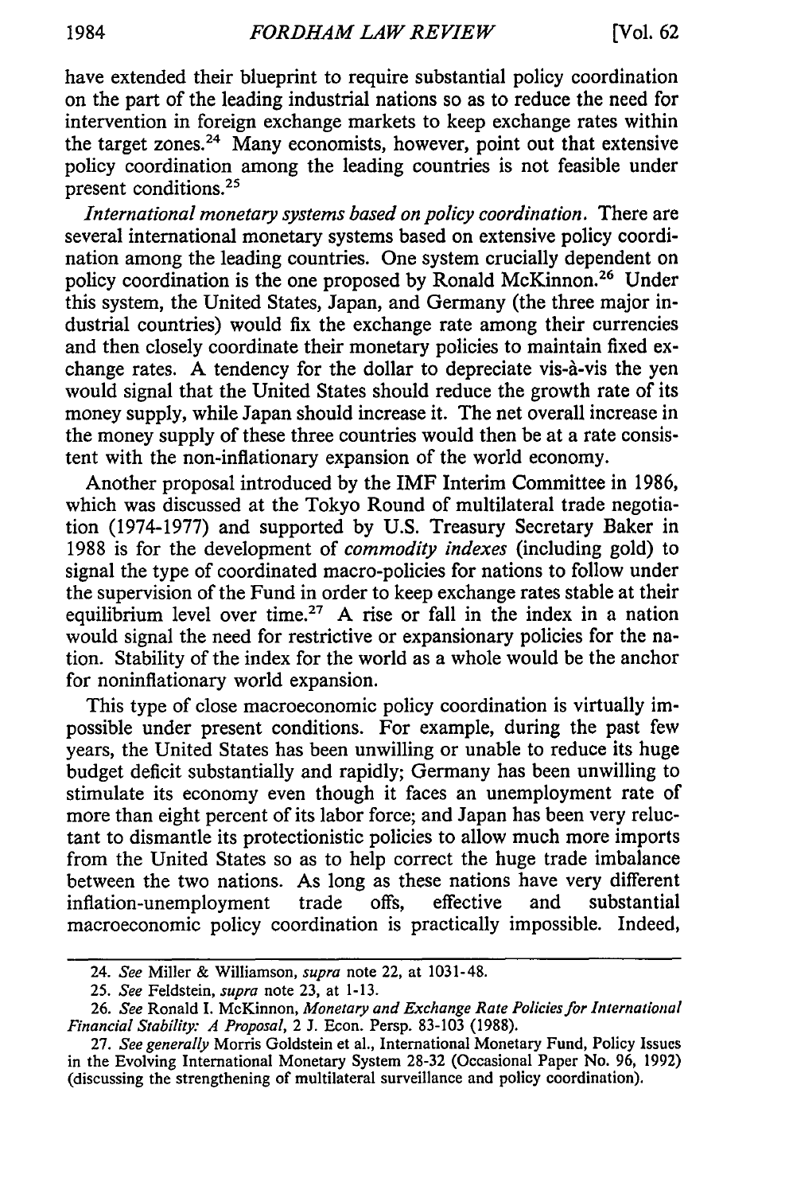have extended their blueprint to require substantial policy coordination on the part of the leading industrial nations so as to reduce the need for intervention in foreign exchange markets to keep exchange rates within the target zones.[24] Many economists, however, point out that extensive policy coordination among the leading countries is not feasible under present conditions.[25]

*International monetary systems based on policy coordination.* There are several international monetary systems based on extensive policy coordination among the leading countries. One system crucially dependent on policy coordination is the one proposed by Ronald McKinnon.[26] Under this system, the United States, Japan, and Germany (the three major industrial countries) would fix the exchange rate among their currencies and then closely coordinate their monetary policies to maintain fixed exchange rates. A tendency for the dollar to depreciate vis-à-vis the yen would signal that the United States should reduce the growth rate of its money supply, while Japan should increase it. The net overall increase in the money supply of these three countries would then be at a rate consistent with the non-inflationary expansion of the world economy.

Another proposal introduced by the IMF Interim Committee in 1986, which was discussed at the Tokyo Round of multilateral trade negotiation (1974-1977) and supported by U.S. Treasury Secretary Baker in 1988 is for the development of *commodity indexes* (including gold) to signal the type of coordinated macro-policies for nations to follow under the supervision of the Fund in order to keep exchange rates stable at their equilibrium level over time.[27] A rise or fall in the index in a nation would signal the need for restrictive or expansionary policies for the nation. Stability of the index for the world as a whole would be the anchor for noninflationary world expansion.

This type of close macroeconomic policy coordination is virtually impossible under present conditions. For example, during the past few years, the United States has been unwilling or unable to reduce its huge budget deficit substantially and rapidly; Germany has been unwilling to stimulate its economy even though it faces an unemployment rate of more than eight percent of its labor force; and Japan has been very reluctant to dismantle its protectionistic policies to allow much more imports from the United States so as to help correct the huge trade imbalance between the two nations. As long as these nations have very different inflation-unemployment trade offs, effective and substantial macroeconomic policy coordination is practically impossible. Indeed,

---

24. *See* Miller & Williamson, *supra* note 22, at 1031-48.

25. *See* Feldstein, *supra* note 23, at 1-13.

26. *See* Ronald I. McKinnon, *Monetary and Exchange Rate Policies for International Financial Stability: A Proposal*, 2 J. Econ. Persp. 83-103 (1988).

27. *See generally* Morris Goldstein et al., International Monetary Fund, Policy Issues in the Evolving International Monetary System 28-32 (Occasional Paper No. 96, 1992) (discussing the strengthening of multilateral surveillance and policy coordination).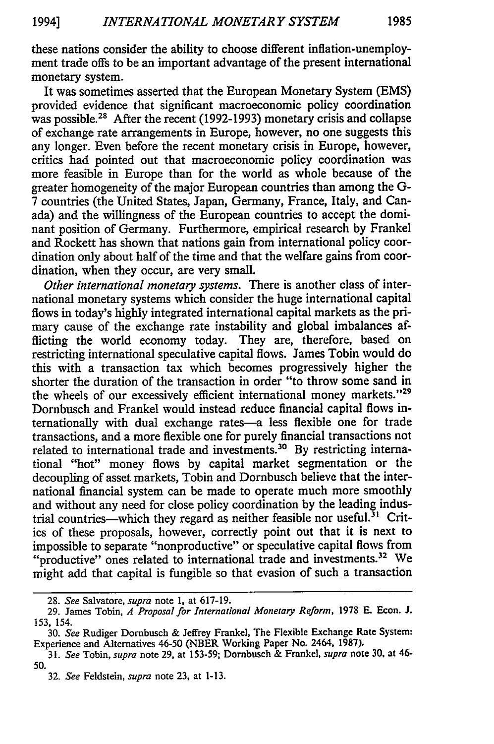these nations consider the ability to choose different inflation-unemployment trade offs to be an important advantage of the present international monetary system.

It was sometimes asserted that the European Monetary System (EMS) provided evidence that significant macroeconomic policy coordination was possible.[28] After the recent (1992-1993) monetary crisis and collapse of exchange rate arrangements in Europe, however, no one suggests this any longer. Even before the recent monetary crisis in Europe, however, critics had pointed out that macroeconomic policy coordination was more feasible in Europe than for the world as whole because of the greater homogeneity of the major European countries than among the G-7 countries (the United States, Japan, Germany, France, Italy, and Canada) and the willingness of the European countries to accept the dominant position of Germany. Furthermore, empirical research by Frankel and Rockett has shown that nations gain from international policy coordination only about half of the time and that the welfare gains from coordination, when they occur, are very small.

*Other international monetary systems.* There is another class of international monetary systems which consider the huge international capital flows in today's highly integrated international capital markets as the primary cause of the exchange rate instability and global imbalances afflicting the world economy today. They are, therefore, based on restricting international speculative capital flows. James Tobin would do this with a transaction tax which becomes progressively higher the shorter the duration of the transaction in order "to throw some sand in the wheels of our excessively efficient international money markets."[29] Dornbusch and Frankel would instead reduce financial capital flows internationally with dual exchange rates—a less flexible one for trade transactions, and a more flexible one for purely financial transactions not related to international trade and investments.[30] By restricting international "hot" money flows by capital market segmentation or the decoupling of asset markets, Tobin and Dornbusch believe that the international financial system can be made to operate much more smoothly and without any need for close policy coordination by the leading industrial countries—which they regard as neither feasible nor useful.[31] Critics of these proposals, however, correctly point out that it is next to impossible to separate "nonproductive" or speculative capital flows from "productive" ones related to international trade and investments.[32] We might add that capital is fungible so that evasion of such a transaction

---

28. *See* Salvatore, *supra* note 1, at 617-19.

29. James Tobin, *A Proposal for International Monetary Reform*, 1978 E. Econ. J. 153, 154.

30. *See* Rudiger Dornbusch & Jeffrey Frankel, The Flexible Exchange Rate System: Experience and Alternatives 46-50 (NBER Working Paper No. 2464, 1987).

31. *See* Tobin, *supra* note 29, at 153-59; Dornbusch & Frankel, *supra* note 30, at 46-50.

32. *See* Feldstein, *supra* note 23, at 1-13.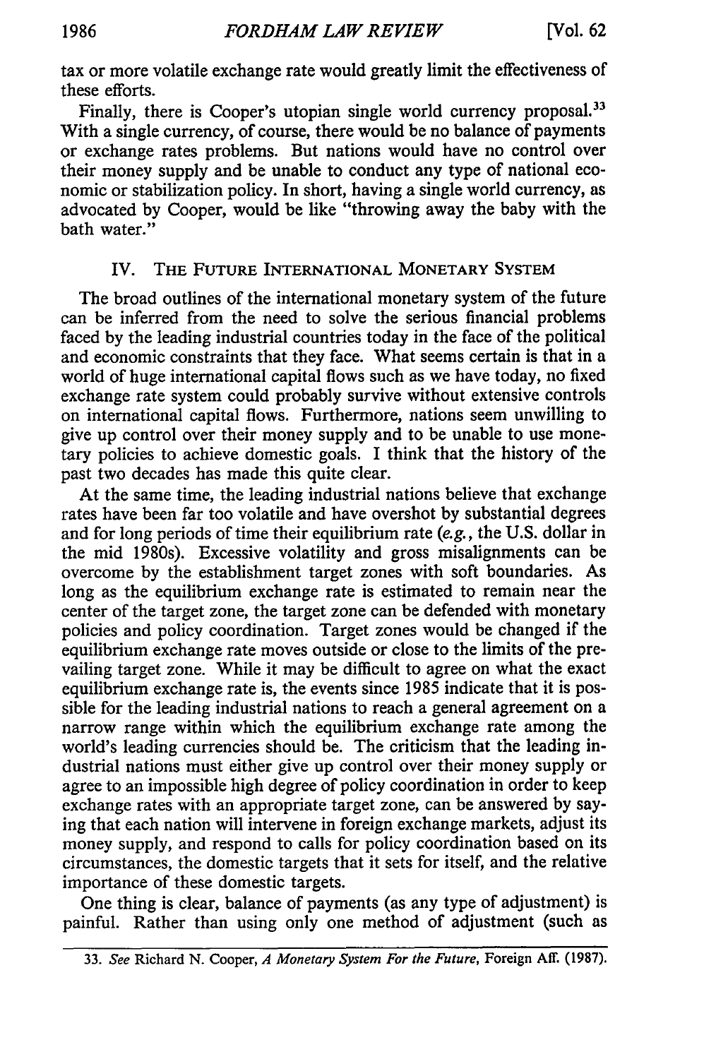tax or more volatile exchange rate would greatly limit the effectiveness of these efforts.

Finally, there is Cooper's utopian single world currency proposal.[33] With a single currency, of course, there would be no balance of payments or exchange rates problems. But nations would have no control over their money supply and be unable to conduct any type of national economic or stabilization policy. In short, having a single world currency, as advocated by Cooper, would be like "throwing away the baby with the bath water."

## IV. The Future International Monetary System

The broad outlines of the international monetary system of the future can be inferred from the need to solve the serious financial problems faced by the leading industrial countries today in the face of the political and economic constraints that they face. What seems certain is that in a world of huge international capital flows such as we have today, no fixed exchange rate system could probably survive without extensive controls on international capital flows. Furthermore, nations seem unwilling to give up control over their money supply and to be unable to use monetary policies to achieve domestic goals. I think that the history of the past two decades has made this quite clear.

At the same time, the leading industrial nations believe that exchange rates have been far too volatile and have overshot by substantial degrees and for long periods of time their equilibrium rate (*e.g.*, the U.S. dollar in the mid 1980s). Excessive volatility and gross misalignments can be overcome by the establishment target zones with soft boundaries. As long as the equilibrium exchange rate is estimated to remain near the center of the target zone, the target zone can be defended with monetary policies and policy coordination. Target zones would be changed if the equilibrium exchange rate moves outside or close to the limits of the prevailing target zone. While it may be difficult to agree on what the exact equilibrium exchange rate is, the events since 1985 indicate that it is possible for the leading industrial nations to reach a general agreement on a narrow range within which the equilibrium exchange rate among the world's leading currencies should be. The criticism that the leading industrial nations must either give up control over their money supply or agree to an impossible high degree of policy coordination in order to keep exchange rates with an appropriate target zone, can be answered by saying that each nation will intervene in foreign exchange markets, adjust its money supply, and respond to calls for policy coordination based on its circumstances, the domestic targets that it sets for itself, and the relative importance of these domestic targets.

One thing is clear, balance of payments (as any type of adjustment) is painful. Rather than using only one method of adjustment (such as

---

33. *See* Richard N. Cooper, *A Monetary System For the Future*, Foreign Aff. (1987).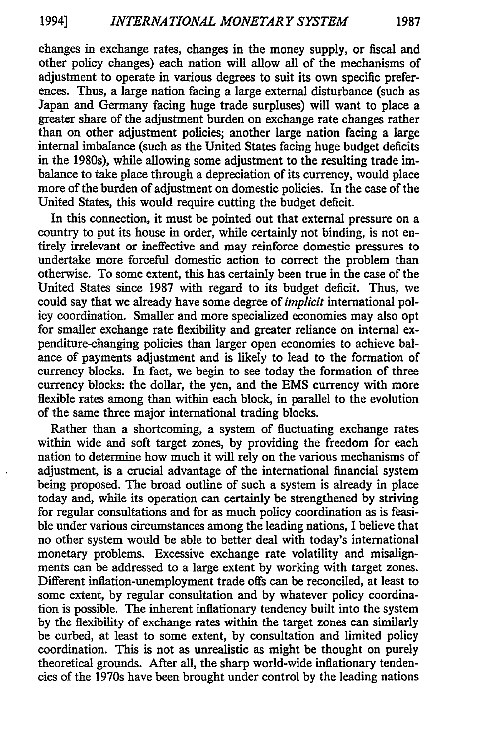changes in exchange rates, changes in the money supply, or fiscal and other policy changes) each nation will allow all of the mechanisms of adjustment to operate in various degrees to suit its own specific preferences. Thus, a large nation facing a large external disturbance (such as Japan and Germany facing huge trade surpluses) will want to place a greater share of the adjustment burden on exchange rate changes rather than on other adjustment policies; another large nation facing a large internal imbalance (such as the United States facing huge budget deficits in the 1980s), while allowing some adjustment to the resulting trade imbalance to take place through a depreciation of its currency, would place more of the burden of adjustment on domestic policies. In the case of the United States, this would require cutting the budget deficit.

In this connection, it must be pointed out that external pressure on a country to put its house in order, while certainly not binding, is not entirely irrelevant or ineffective and may reinforce domestic pressures to undertake more forceful domestic action to correct the problem than otherwise. To some extent, this has certainly been true in the case of the United States since 1987 with regard to its budget deficit. Thus, we could say that we already have some degree of *implicit* international policy coordination. Smaller and more specialized economies may also opt for smaller exchange rate flexibility and greater reliance on internal expenditure-changing policies than larger open economies to achieve balance of payments adjustment and is likely to lead to the formation of currency blocks. In fact, we begin to see today the formation of three currency blocks: the dollar, the yen, and the EMS currency with more flexible rates among than within each block, in parallel to the evolution of the same three major international trading blocks.

Rather than a shortcoming, a system of fluctuating exchange rates within wide and soft target zones, by providing the freedom for each nation to determine how much it will rely on the various mechanisms of adjustment, is a crucial advantage of the international financial system being proposed. The broad outline of such a system is already in place today and, while its operation can certainly be strengthened by striving for regular consultations and for as much policy coordination as is feasible under various circumstances among the leading nations, I believe that no other system would be able to better deal with today's international monetary problems. Excessive exchange rate volatility and misalignments can be addressed to a large extent by working with target zones. Different inflation-unemployment trade offs can be reconciled, at least to some extent, by regular consultation and by whatever policy coordination is possible. The inherent inflationary tendency built into the system by the flexibility of exchange rates within the target zones can similarly be curbed, at least to some extent, by consultation and limited policy coordination. This is not as unrealistic as might be thought on purely theoretical grounds. After all, the sharp world-wide inflationary tendencies of the 1970s have been brought under control by the leading nations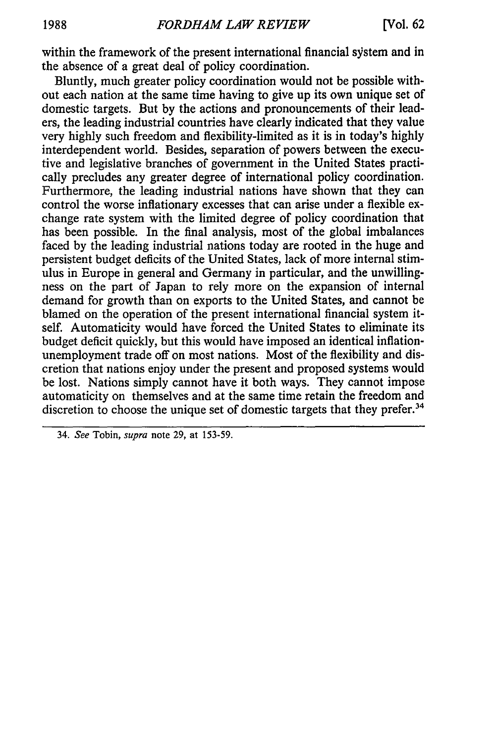within the framework of the present international financial system and in the absence of a great deal of policy coordination.

Bluntly, much greater policy coordination would not be possible without each nation at the same time having to give up its own unique set of domestic targets. But by the actions and pronouncements of their leaders, the leading industrial countries have clearly indicated that they value very highly such freedom and flexibility-limited as it is in today's highly interdependent world. Besides, separation of powers between the executive and legislative branches of government in the United States practically precludes any greater degree of international policy coordination. Furthermore, the leading industrial nations have shown that they can control the worse inflationary excesses that can arise under a flexible exchange rate system with the limited degree of policy coordination that has been possible. In the final analysis, most of the global imbalances faced by the leading industrial nations today are rooted in the huge and persistent budget deficits of the United States, lack of more internal stimulus in Europe in general and Germany in particular, and the unwillingness on the part of Japan to rely more on the expansion of internal demand for growth than on exports to the United States, and cannot be blamed on the operation of the present international financial system itself. Automaticity would have forced the United States to eliminate its budget deficit quickly, but this would have imposed an identical inflation-unemployment trade off on most nations. Most of the flexibility and discretion that nations enjoy under the present and proposed systems would be lost. Nations simply cannot have it both ways. They cannot impose automaticity on themselves and at the same time retain the freedom and discretion to choose the unique set of domestic targets that they prefer.[34]

---

34. *See* Tobin, *supra* note 29, at 153-59.